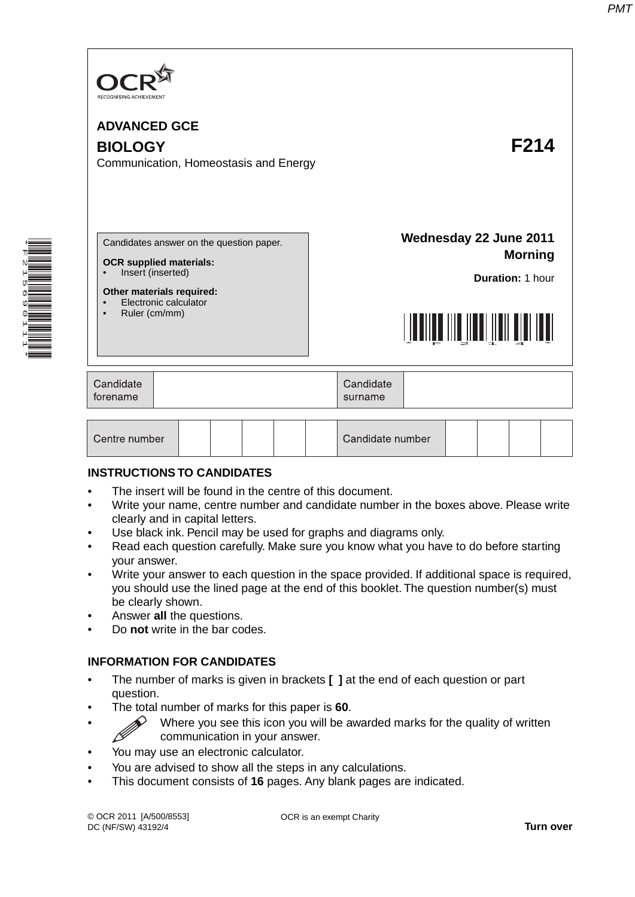OCR
RECOGNISING ACHIEVEMENT

**ADVANCED GCE**

# BIOLOGY F214

Communication, Homeostasis and Energy

Candidates answer on the question paper.

**OCR supplied materials:**
- Insert (inserted)

**Other materials required:**
- Electronic calculator
- Ruler (cm/mm)

**Wednesday 22 June 2011**
**Morning**

**Duration:** 1 hour

| Candidate forename | | Candidate surname | |
|---|---|---|---|

| Centre number | | | | | | Candidate number | | | | |
|---|---|---|---|---|---|---|---|---|---|---|

**INSTRUCTIONS TO CANDIDATES**

- The insert will be found in the centre of this document.
- Write your name, centre number and candidate number in the boxes above. Please write clearly and in capital letters.
- Use black ink. Pencil may be used for graphs and diagrams only.
- Read each question carefully. Make sure you know what you have to do before starting your answer.
- Write your answer to each question in the space provided. If additional space is required, you should use the lined page at the end of this booklet. The question number(s) must be clearly shown.
- Answer **all** the questions.
- Do **not** write in the bar codes.

**INFORMATION FOR CANDIDATES**

- The number of marks is given in brackets **[ ]** at the end of each question or part question.
- The total number of marks for this paper is **60**.
- Where you see this icon you will be awarded marks for the quality of written communication in your answer.
- You may use an electronic calculator.
- You are advised to show all the steps in any calculations.
- This document consists of **16** pages. Any blank pages are indicated.

© OCR 2011 [A/500/8553]
DC (NF/SW) 43192/4

OCR is an exempt Charity

**Turn over**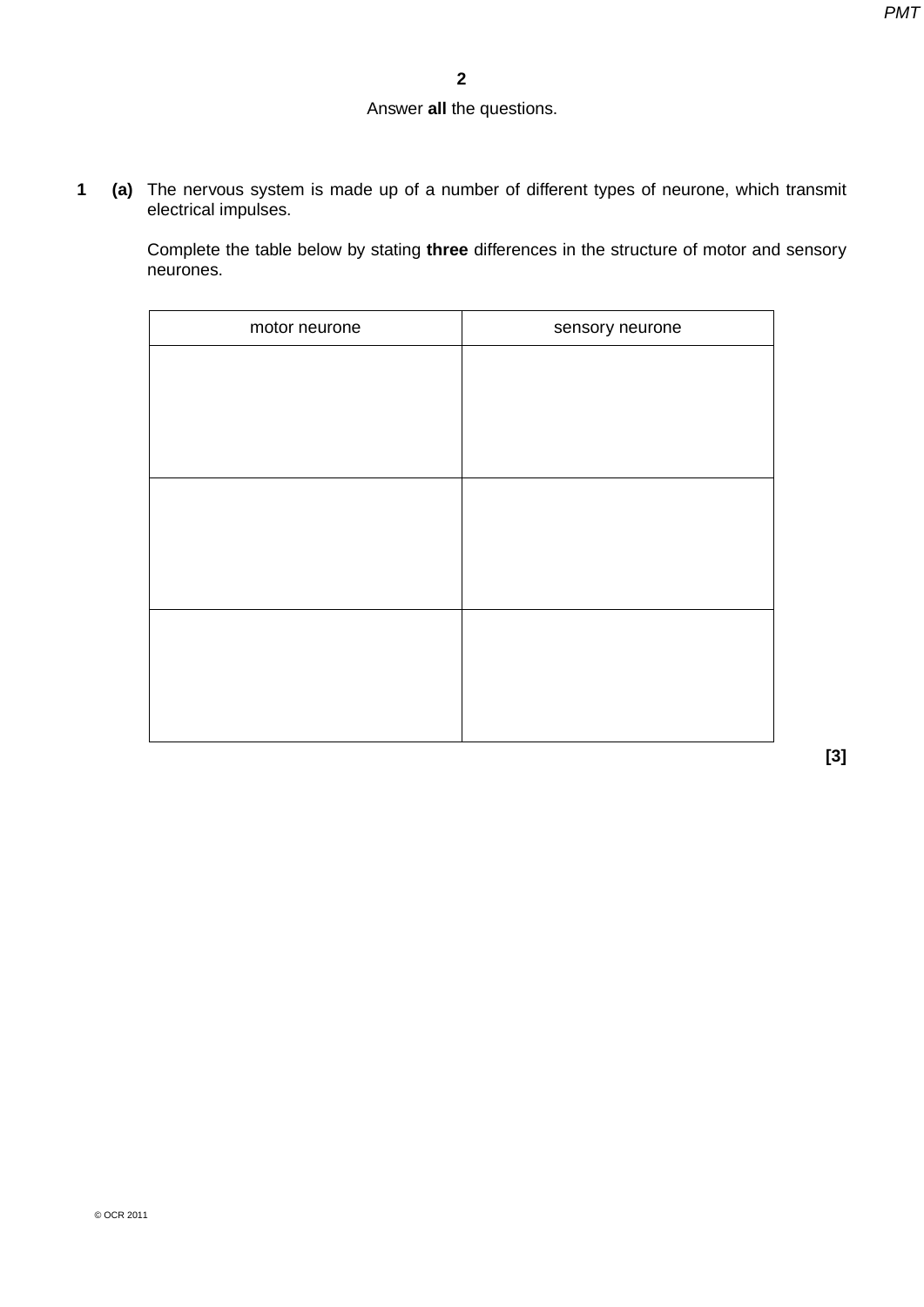Answer **all** the questions.

**1 (a)** The nervous system is made up of a number of different types of neurone, which transmit electrical impulses.

Complete the table below by stating **three** differences in the structure of motor and sensory neurones.

| motor neurone | sensory neurone |
| --- | --- |
| | |
| | |
| | |

**[3]**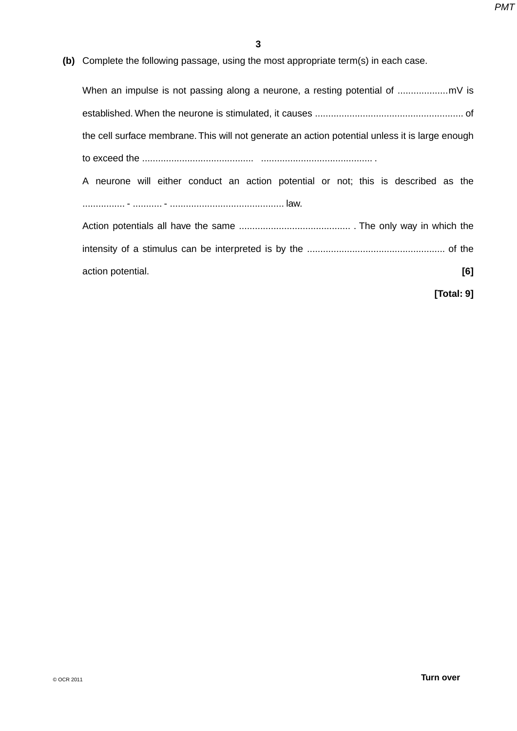**(b)** Complete the following passage, using the most appropriate term(s) in each case.

When an impulse is not passing along a neurone, a resting potential of ...................mV is established. When the neurone is stimulated, it causes ........................................................ of the cell surface membrane. This will not generate an action potential unless it is large enough to exceed the .......................................... .......................................... .

A neurone will either conduct an action potential or not; this is described as the ................ - ........... - .......................................... law.

Action potentials all have the same .......................................... . The only way in which the intensity of a stimulus can be interpreted is by the .................................................... of the action potential. **[6]**

**[Total: 9]**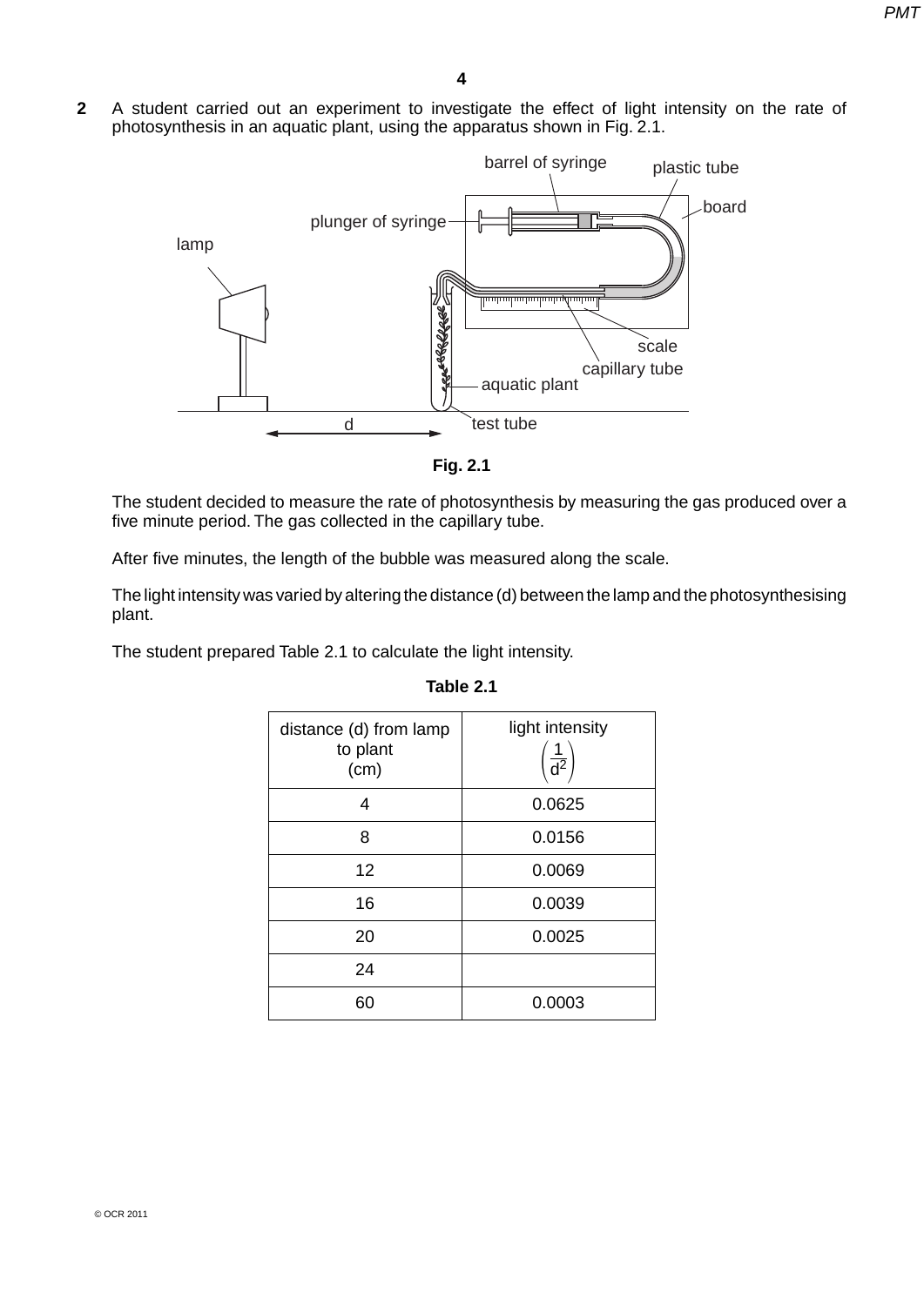**2** A student carried out an experiment to investigate the effect of light intensity on the rate of photosynthesis in an aquatic plant, using the apparatus shown in Fig. 2.1.

**Fig. 2.1**

The student decided to measure the rate of photosynthesis by measuring the gas produced over a five minute period. The gas collected in the capillary tube.

After five minutes, the length of the bubble was measured along the scale.

The light intensity was varied by altering the distance (d) between the lamp and the photosynthesising plant.

The student prepared Table 2.1 to calculate the light intensity.

**Table 2.1**

| distance (d) from lamp to plant (cm) | light intensity $\left(\frac{1}{d^2}\right)$ |
|---|---|
| 4 | 0.0625 |
| 8 | 0.0156 |
| 12 | 0.0069 |
| 16 | 0.0039 |
| 20 | 0.0025 |
| 24 | |
| 60 | 0.0003 |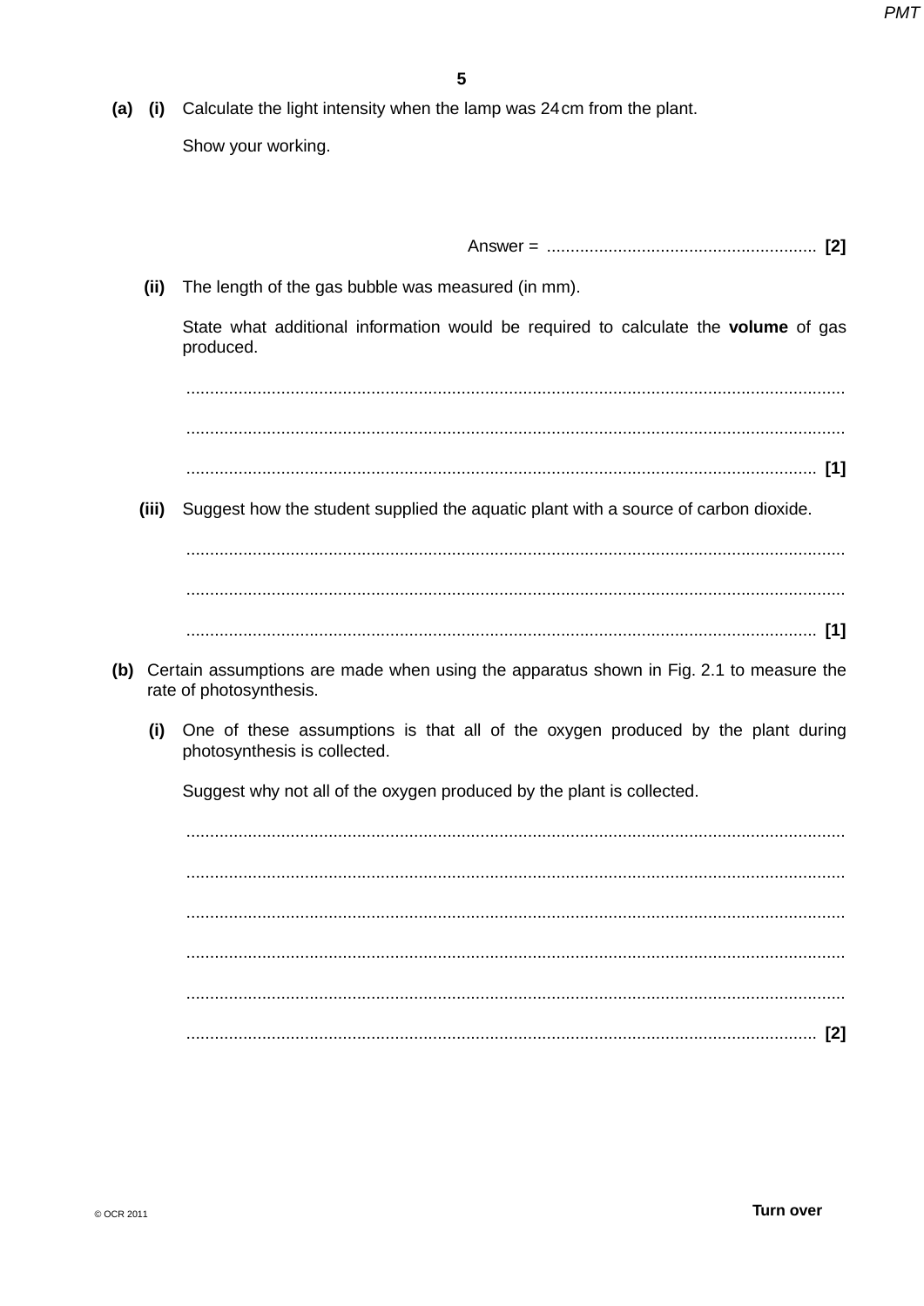**(a)** **(i)** Calculate the light intensity when the lamp was 24 cm from the plant.

Show your working.

Answer = ......................................................... **[2]**

**(ii)** The length of the gas bubble was measured (in mm).

State what additional information would be required to calculate the **volume** of gas produced.

..........................................................................................................................................

..........................................................................................................................................

.................................................................................................................................... **[1]**

**(iii)** Suggest how the student supplied the aquatic plant with a source of carbon dioxide.

..........................................................................................................................................

..........................................................................................................................................

.................................................................................................................................... **[1]**

**(b)** Certain assumptions are made when using the apparatus shown in Fig. 2.1 to measure the rate of photosynthesis.

**(i)** One of these assumptions is that all of the oxygen produced by the plant during photosynthesis is collected.

Suggest why not all of the oxygen produced by the plant is collected.

..........................................................................................................................................

..........................................................................................................................................

..........................................................................................................................................

..........................................................................................................................................

..........................................................................................................................................

.................................................................................................................................... **[2]**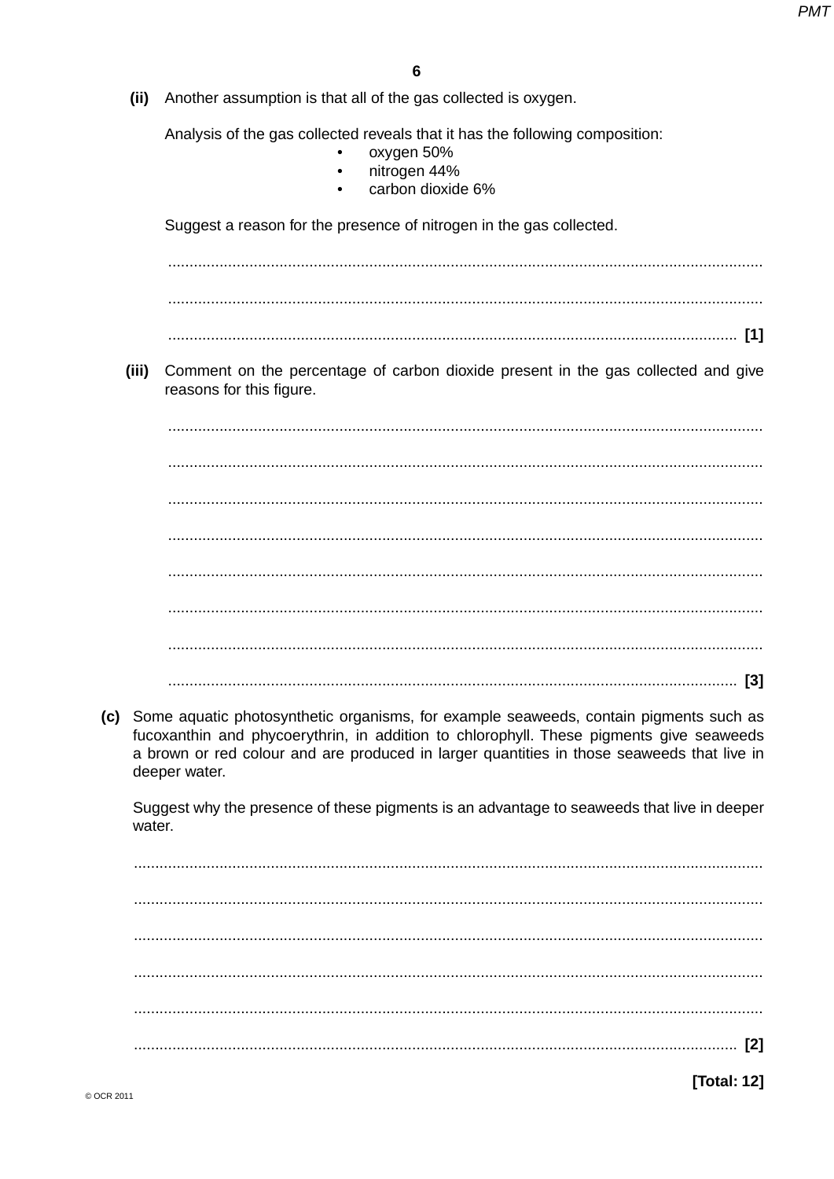**(ii)** Another assumption is that all of the gas collected is oxygen.

Analysis of the gas collected reveals that it has the following composition:

- oxygen 50%
- nitrogen 44%
- carbon dioxide 6%

Suggest a reason for the presence of nitrogen in the gas collected.

..........................................................................................................................................

..........................................................................................................................................

.................................................................................................................................... **[1]**

**(iii)** Comment on the percentage of carbon dioxide present in the gas collected and give reasons for this figure.

..........................................................................................................................................

..........................................................................................................................................

..........................................................................................................................................

..........................................................................................................................................

..........................................................................................................................................

..........................................................................................................................................

..........................................................................................................................................

.................................................................................................................................... **[3]**

**(c)** Some aquatic photosynthetic organisms, for example seaweeds, contain pigments such as fucoxanthin and phycoerythrin, in addition to chlorophyll. These pigments give seaweeds a brown or red colour and are produced in larger quantities in those seaweeds that live in deeper water.

Suggest why the presence of these pigments is an advantage to seaweeds that live in deeper water.

..........................................................................................................................................

..........................................................................................................................................

..........................................................................................................................................

..........................................................................................................................................

..........................................................................................................................................

.................................................................................................................................... **[2]**

**[Total: 12]**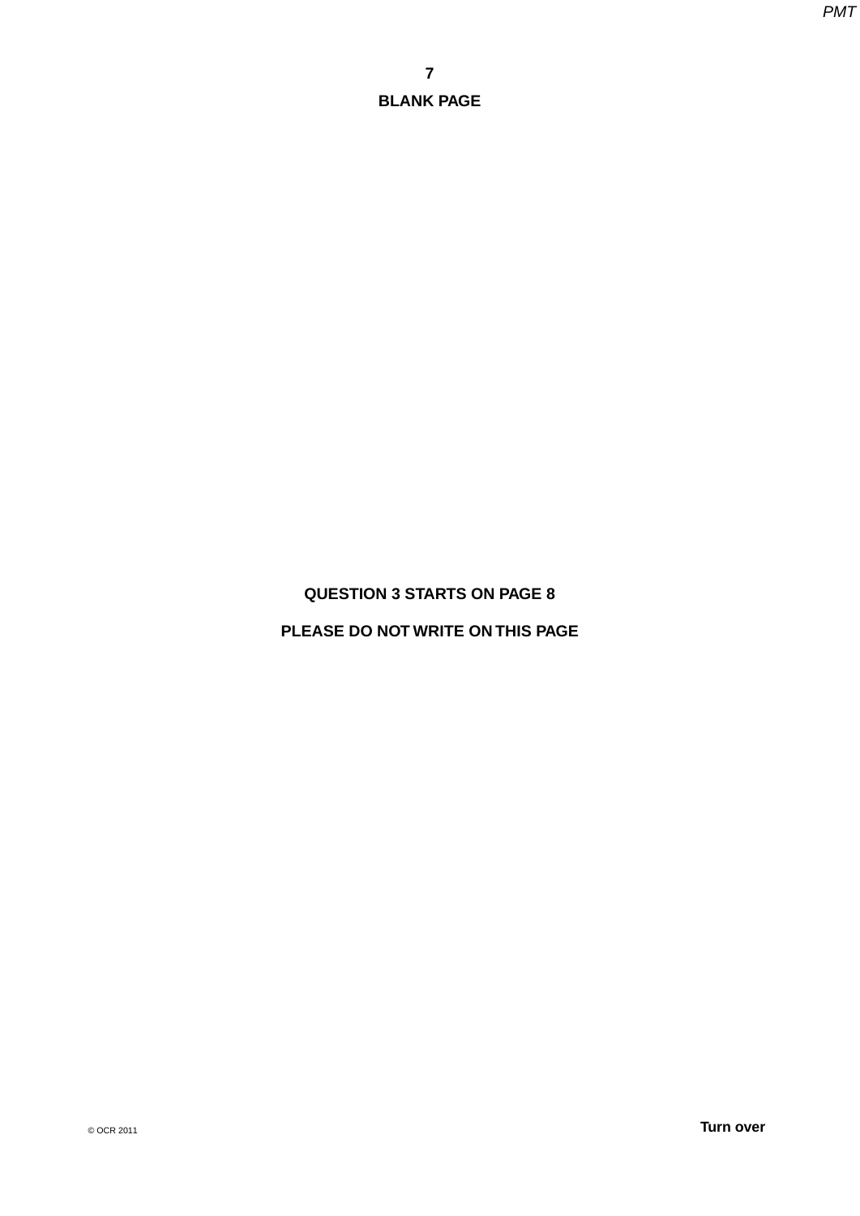**BLANK PAGE**

**QUESTION 3 STARTS ON PAGE 8**

**PLEASE DO NOT WRITE ON THIS PAGE**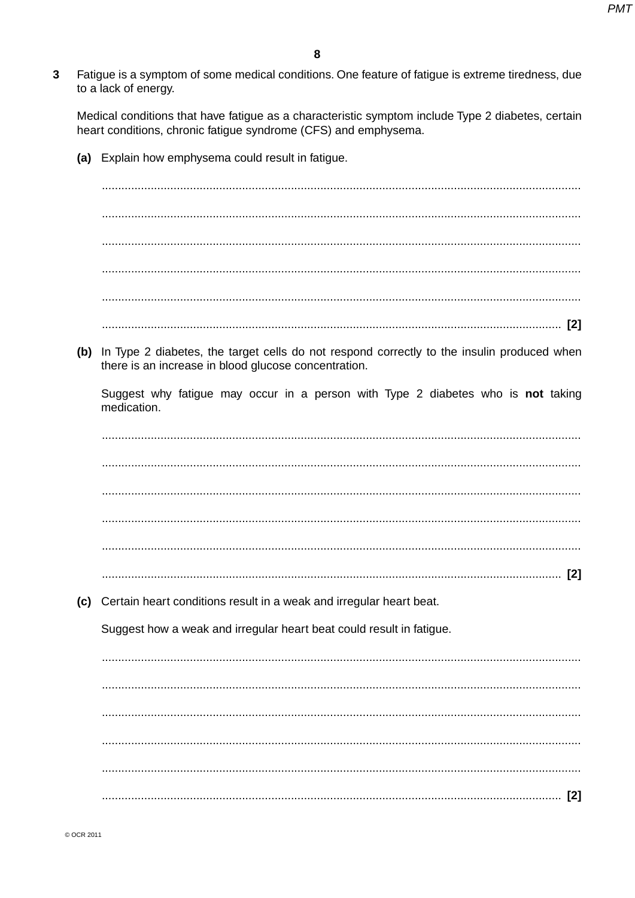**3** Fatigue is a symptom of some medical conditions. One feature of fatigue is extreme tiredness, due to a lack of energy.

Medical conditions that have fatigue as a characteristic symptom include Type 2 diabetes, certain heart conditions, chronic fatigue syndrome (CFS) and emphysema.

**(a)** Explain how emphysema could result in fatigue.

..........................................................................................................................................

..........................................................................................................................................

..........................................................................................................................................

..........................................................................................................................................

..........................................................................................................................................

.................................................................................................................................... **[2]**

**(b)** In Type 2 diabetes, the target cells do not respond correctly to the insulin produced when there is an increase in blood glucose concentration.

Suggest why fatigue may occur in a person with Type 2 diabetes who is **not** taking medication.

..........................................................................................................................................

..........................................................................................................................................

..........................................................................................................................................

..........................................................................................................................................

..........................................................................................................................................

.................................................................................................................................... **[2]**

**(c)** Certain heart conditions result in a weak and irregular heart beat.

Suggest how a weak and irregular heart beat could result in fatigue.

..........................................................................................................................................

..........................................................................................................................................

..........................................................................................................................................

..........................................................................................................................................

..........................................................................................................................................

.................................................................................................................................... **[2]**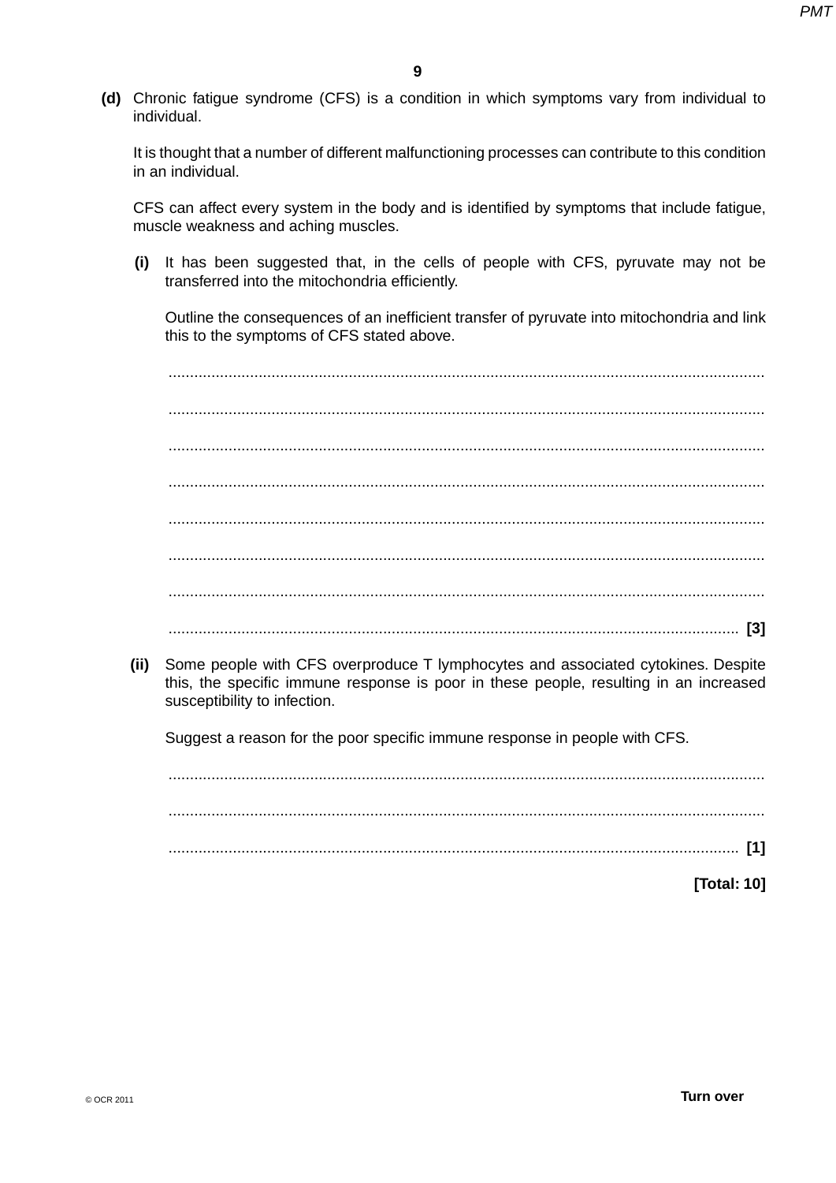**(d)** Chronic fatigue syndrome (CFS) is a condition in which symptoms vary from individual to individual.

It is thought that a number of different malfunctioning processes can contribute to this condition in an individual.

CFS can affect every system in the body and is identified by symptoms that include fatigue, muscle weakness and aching muscles.

**(i)** It has been suggested that, in the cells of people with CFS, pyruvate may not be transferred into the mitochondria efficiently.

Outline the consequences of an inefficient transfer of pyruvate into mitochondria and link this to the symptoms of CFS stated above.

..........................................................................................................................................

..........................................................................................................................................

..........................................................................................................................................

..........................................................................................................................................

..........................................................................................................................................

..........................................................................................................................................

..........................................................................................................................................

.................................................................................................................................... **[3]**

**(ii)** Some people with CFS overproduce T lymphocytes and associated cytokines. Despite this, the specific immune response is poor in these people, resulting in an increased susceptibility to infection.

Suggest a reason for the poor specific immune response in people with CFS.

..........................................................................................................................................

..........................................................................................................................................

.................................................................................................................................... **[1]**

**[Total: 10]**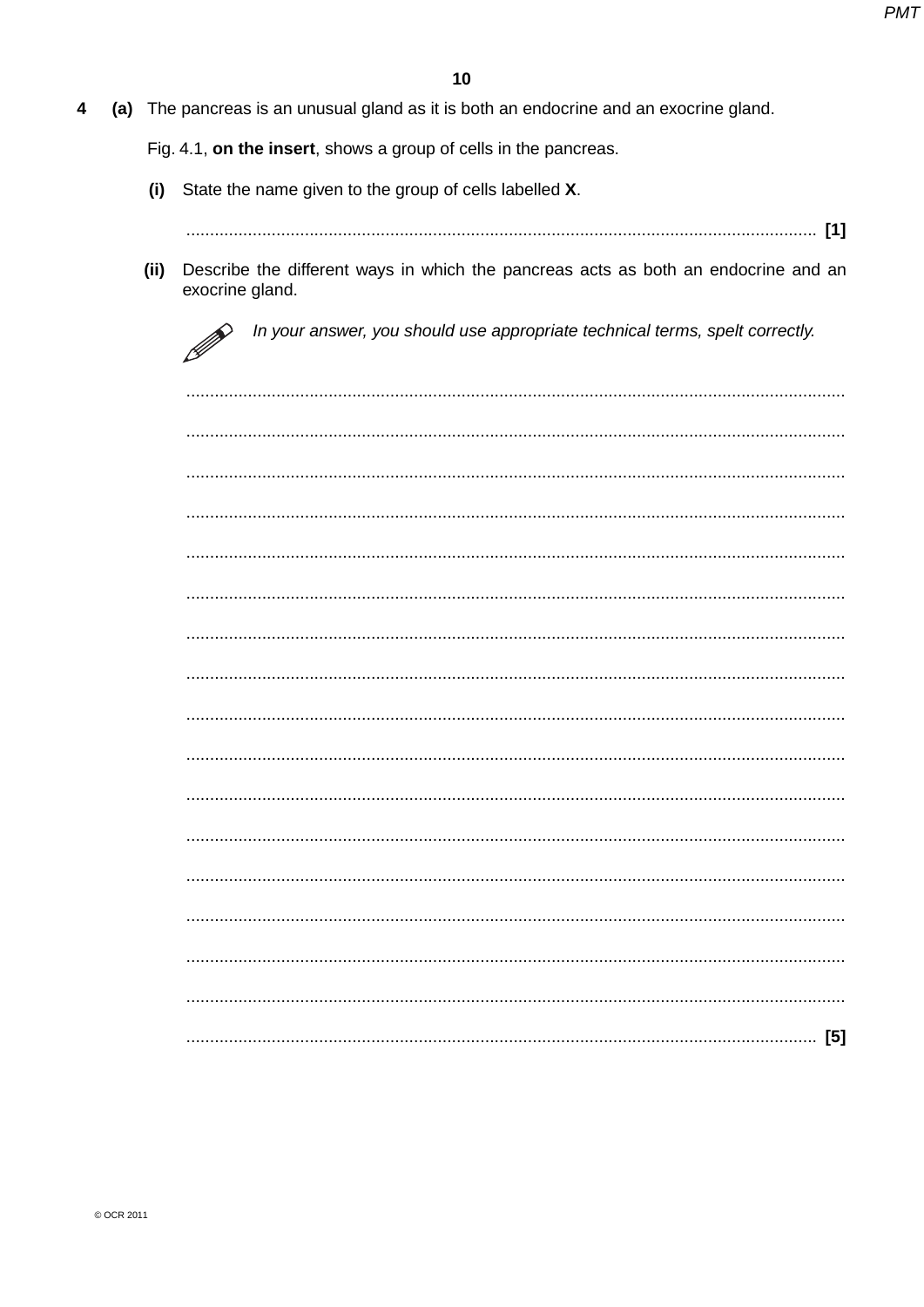**4 (a)** The pancreas is an unusual gland as it is both an endocrine and an exocrine gland.

Fig. 4.1, **on the insert**, shows a group of cells in the pancreas.

**(i)** State the name given to the group of cells labelled **X**.

........................................................................................................................................ **[1]**

**(ii)** Describe the different ways in which the pancreas acts as both an endocrine and an exocrine gland.

*In your answer, you should use appropriate technical terms, spelt correctly.*

..................................................................................................................................................

..................................................................................................................................................

..................................................................................................................................................

..................................................................................................................................................

..................................................................................................................................................

..................................................................................................................................................

..................................................................................................................................................

..................................................................................................................................................

..................................................................................................................................................

..................................................................................................................................................

..................................................................................................................................................

..................................................................................................................................................

..................................................................................................................................................

..................................................................................................................................................

..................................................................................................................................................

..................................................................................................................................................

........................................................................................................................................ **[5]**

© OCR 2011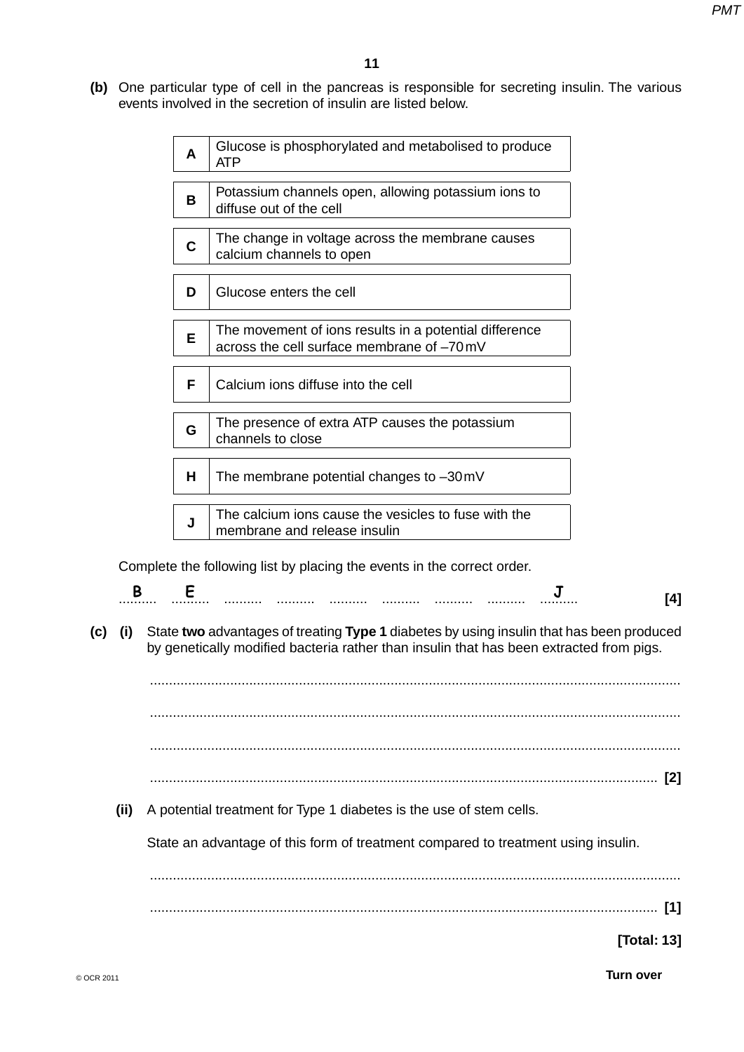**(b)** One particular type of cell in the pancreas is responsible for secreting insulin. The various events involved in the secretion of insulin are listed below.

| | |
|---|---|
| **A** | Glucose is phosphorylated and metabolised to produce ATP |
| **B** | Potassium channels open, allowing potassium ions to diffuse out of the cell |
| **C** | The change in voltage across the membrane causes calcium channels to open |
| **D** | Glucose enters the cell |
| **E** | The movement of ions results in a potential difference across the cell surface membrane of –70 mV |
| **F** | Calcium ions diffuse into the cell |
| **G** | The presence of extra ATP causes the potassium channels to close |
| **H** | The membrane potential changes to –30 mV |
| **J** | The calcium ions cause the vesicles to fuse with the membrane and release insulin |

Complete the following list by placing the events in the correct order.

B .......... E .......... .......... .......... .......... .......... .......... .......... J .......... **[4]**

**(c) (i)** State **two** advantages of treating **Type 1** diabetes by using insulin that has been produced by genetically modified bacteria rather than insulin that has been extracted from pigs.

..........................................................................................................................................

..........................................................................................................................................

..........................................................................................................................................

.................................................................................................................................... **[2]**

**(ii)** A potential treatment for Type 1 diabetes is the use of stem cells.

State an advantage of this form of treatment compared to treatment using insulin.

..........................................................................................................................................

.................................................................................................................................... **[1]**

**[Total: 13]**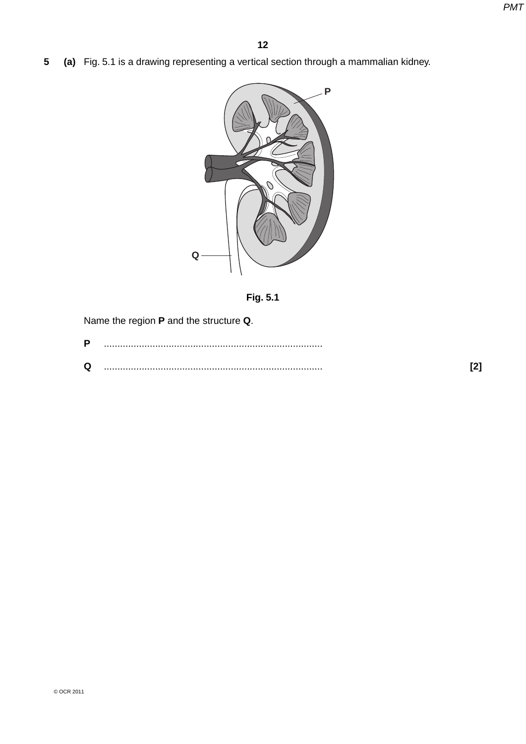5 (a) Fig. 5.1 is a drawing representing a vertical section through a mammalian kidney.

Fig. 5.1

Name the region **P** and the structure **Q**.

**P** ................................................................................

**Q** ................................................................................ **[2]**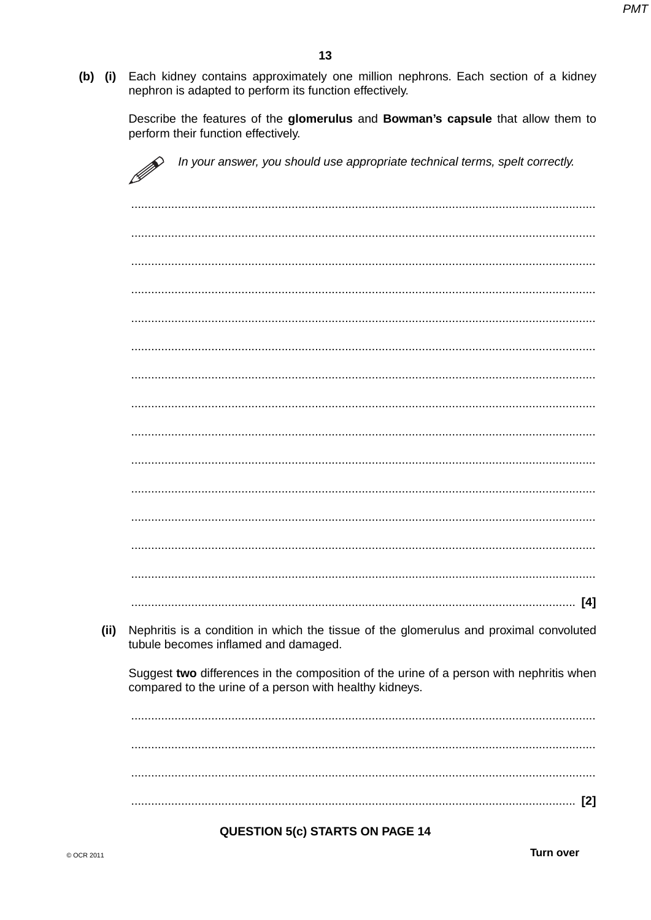**(b) (i)** Each kidney contains approximately one million nephrons. Each section of a kidney nephron is adapted to perform its function effectively.

Describe the features of the **glomerulus** and **Bowman's capsule** that allow them to perform their function effectively.

*In your answer, you should use appropriate technical terms, spelt correctly.*

.......................................................................................................................................

.......................................................................................................................................

.......................................................................................................................................

.......................................................................................................................................

.......................................................................................................................................

.......................................................................................................................................

.......................................................................................................................................

.......................................................................................................................................

.......................................................................................................................................

.......................................................................................................................................

.......................................................................................................................................

.......................................................................................................................................

.......................................................................................................................................

.......................................................................................................................................

................................................................................................................................ **[4]**

**(ii)** Nephritis is a condition in which the tissue of the glomerulus and proximal convoluted tubule becomes inflamed and damaged.

Suggest **two** differences in the composition of the urine of a person with nephritis when compared to the urine of a person with healthy kidneys.

.......................................................................................................................................

.......................................................................................................................................

.......................................................................................................................................

................................................................................................................................ **[2]**

**QUESTION 5(c) STARTS ON PAGE 14**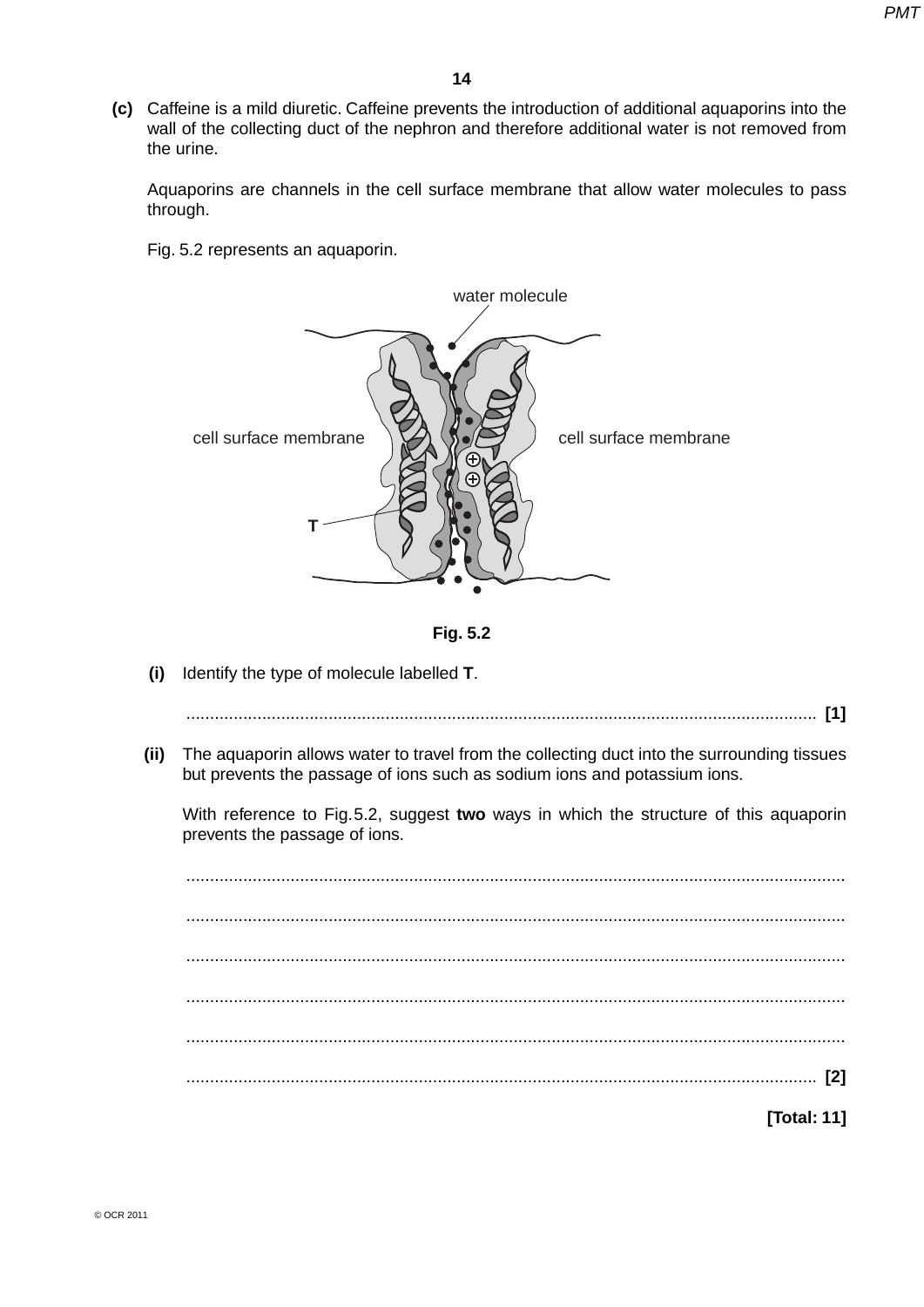**(c)** Caffeine is a mild diuretic. Caffeine prevents the introduction of additional aquaporins into the wall of the collecting duct of the nephron and therefore additional water is not removed from the urine.

Aquaporins are channels in the cell surface membrane that allow water molecules to pass through.

Fig. 5.2 represents an aquaporin.

Fig. 5.2

**(i)** Identify the type of molecule labelled **T**.

........................................................................................................................................ **[1]**

**(ii)** The aquaporin allows water to travel from the collecting duct into the surrounding tissues but prevents the passage of ions such as sodium ions and potassium ions.

With reference to Fig. 5.2, suggest **two** ways in which the structure of this aquaporin prevents the passage of ions.

...........................................................................................................................................

...........................................................................................................................................

...........................................................................................................................................

...........................................................................................................................................

...........................................................................................................................................

........................................................................................................................................ **[2]**

**[Total: 11]**

© OCR 2011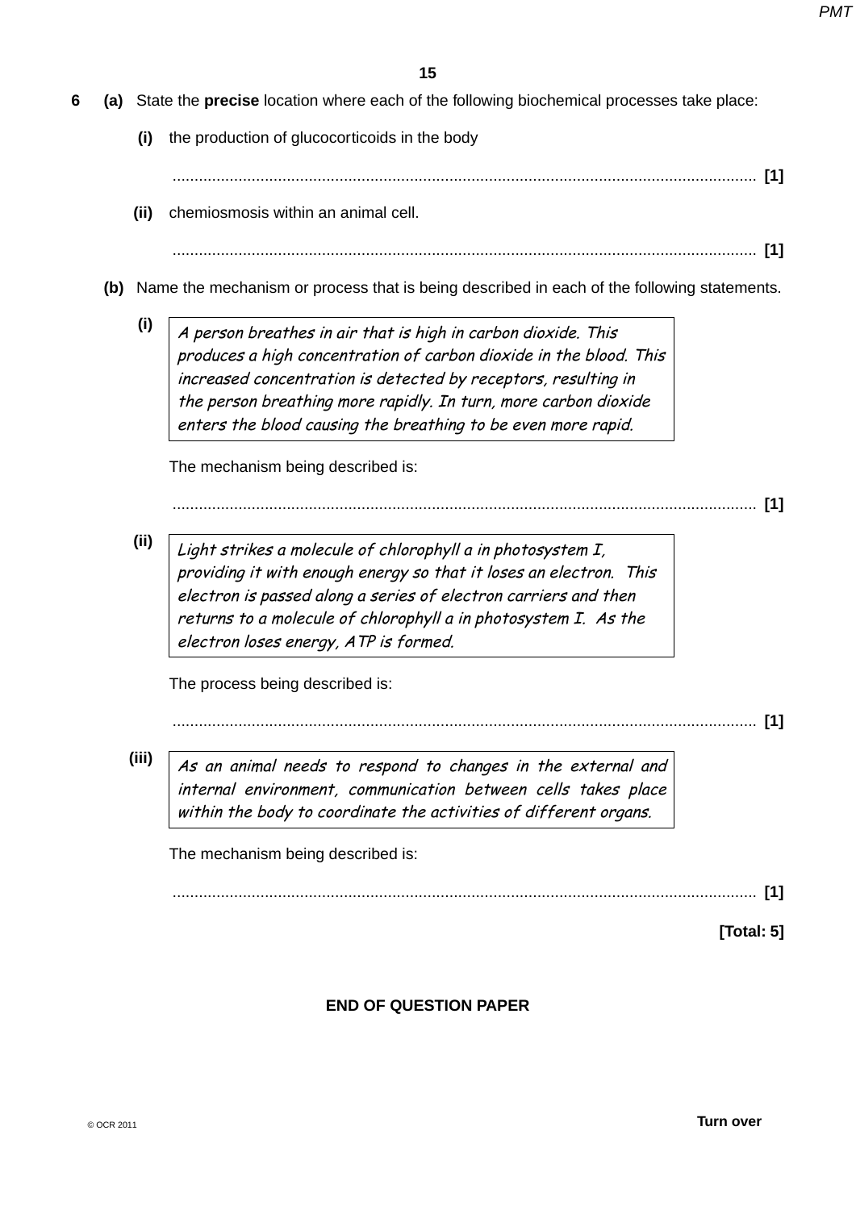**6** **(a)** State the **precise** location where each of the following biochemical processes take place:

**(i)** the production of glucocorticoids in the body

.................................................................................................................................... **[1]**

**(ii)** chemiosmosis within an animal cell.

.................................................................................................................................... **[1]**

**(b)** Name the mechanism or process that is being described in each of the following statements.

**(i)**

> *A person breathes in air that is high in carbon dioxide. This produces a high concentration of carbon dioxide in the blood. This increased concentration is detected by receptors, resulting in the person breathing more rapidly. In turn, more carbon dioxide enters the blood causing the breathing to be even more rapid.*

The mechanism being described is:

.................................................................................................................................... **[1]**

**(ii)**

> *Light strikes a molecule of chlorophyll a in photosystem I, providing it with enough energy so that it loses an electron. This electron is passed along a series of electron carriers and then returns to a molecule of chlorophyll a in photosystem I. As the electron loses energy, ATP is formed.*

The process being described is:

.................................................................................................................................... **[1]**

**(iii)**

> *As an animal needs to respond to changes in the external and internal environment, communication between cells takes place within the body to coordinate the activities of different organs.*

The mechanism being described is:

.................................................................................................................................... **[1]**

**[Total: 5]**

**END OF QUESTION PAPER**

© OCR 2011

**Turn over**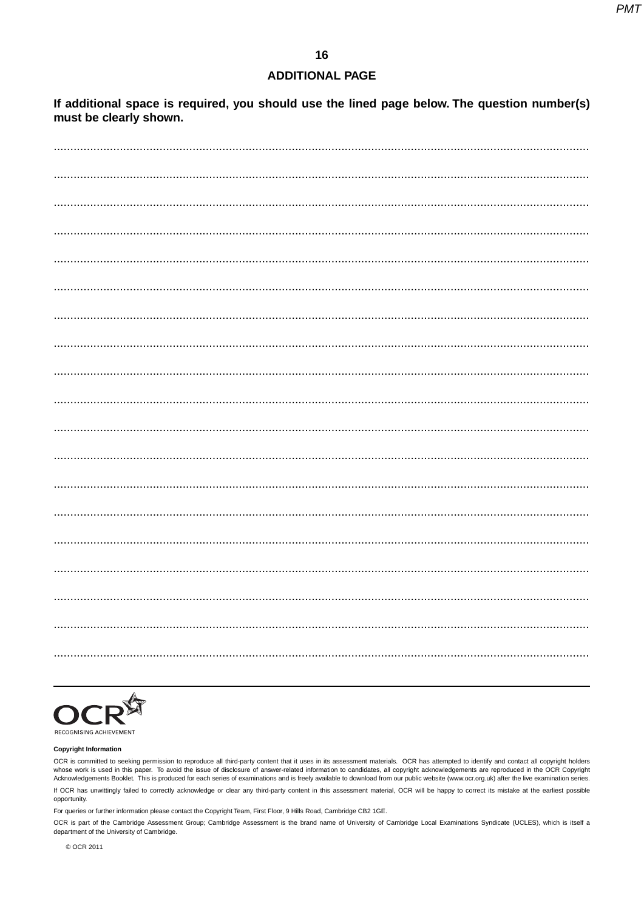## ADDITIONAL PAGE

**If additional space is required, you should use the lined page below. The question number(s) must be clearly shown.**

..............................................................................................................................................................

..............................................................................................................................................................

..............................................................................................................................................................

..............................................................................................................................................................

..............................................................................................................................................................

..............................................................................................................................................................

..............................................................................................................................................................

..............................................................................................................................................................

..............................................................................................................................................................

..............................................................................................................................................................

..............................................................................................................................................................

..............................................................................................................................................................

..............................................................................................................................................................

..............................................................................................................................................................

..............................................................................................................................................................

..............................................................................................................................................................

..............................................................................................................................................................

..............................................................................................................................................................

..............................................................................................................................................................

OCR
RECOGNISING ACHIEVEMENT

**Copyright Information**

OCR is committed to seeking permission to reproduce all third-party content that it uses in its assessment materials. OCR has attempted to identify and contact all copyright holders whose work is used in this paper. To avoid the issue of disclosure of answer-related information to candidates, all copyright acknowledgements are reproduced in the OCR Copyright Acknowledgements Booklet. This is produced for each series of examinations and is freely available to download from our public website (www.ocr.org.uk) after the live examination series.

If OCR has unwittingly failed to correctly acknowledge or clear any third-party content in this assessment material, OCR will be happy to correct its mistake at the earliest possible opportunity.

For queries or further information please contact the Copyright Team, First Floor, 9 Hills Road, Cambridge CB2 1GE.

OCR is part of the Cambridge Assessment Group; Cambridge Assessment is the brand name of University of Cambridge Local Examinations Syndicate (UCLES), which is itself a department of the University of Cambridge.

© OCR 2011